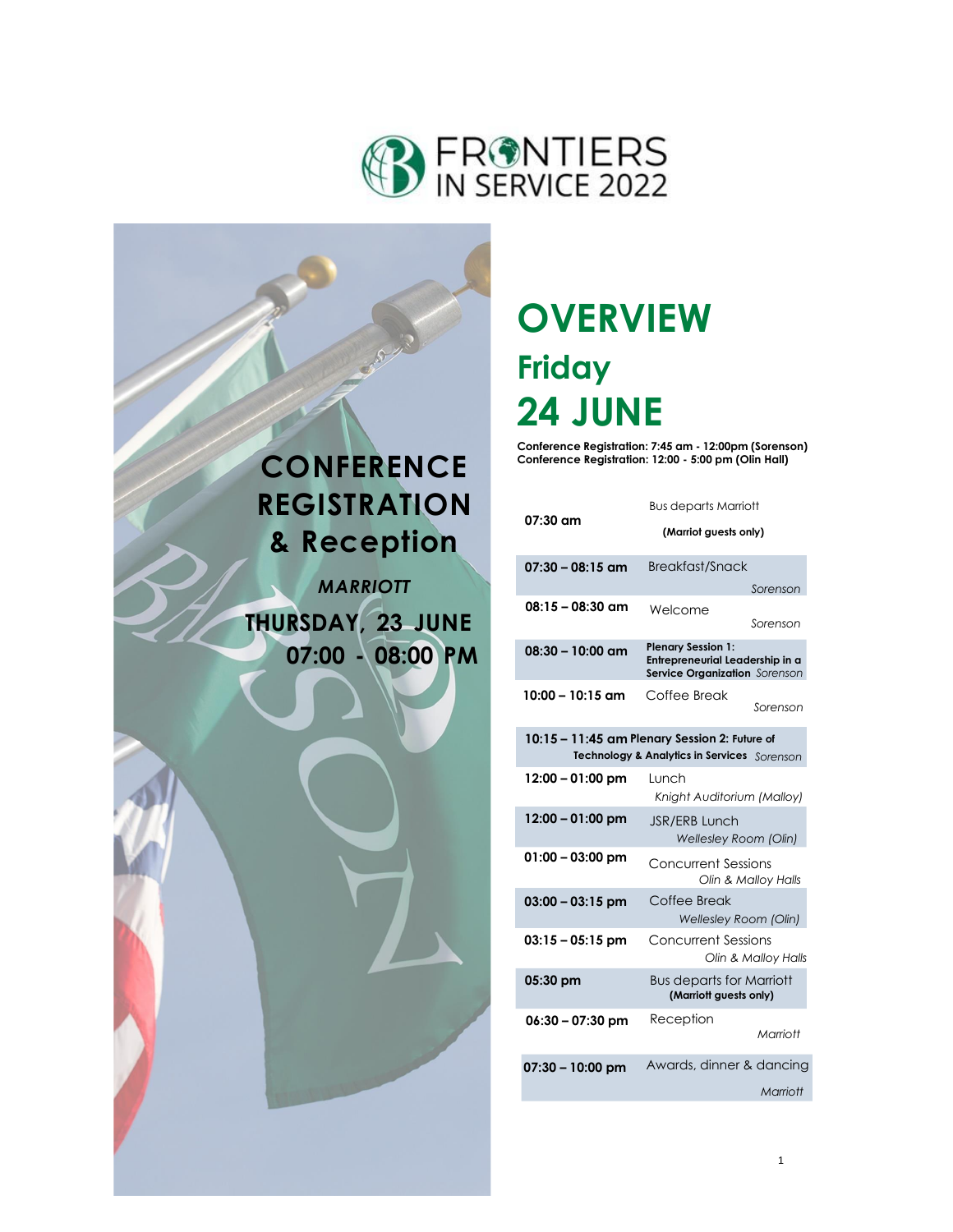# FRONTIERS IN SERVICE 2022

## CONFERENCE REGISTRATION & Reception

***MARRIOTT***

**THURSDAY, 23 JUNE**
**07:00 - 08:00 PM**

# OVERVIEW

## Friday

# 24 JUNE

**Conference Registration: 7:45 am - 12:00pm (Sorenson)**
**Conference Registration: 12:00 - 5:00 pm (Olin Hall)**

| Time | Event |
|---|---|
| **07:30 am** | Bus departs Marriott **(Marriot guests only)** |
| **07:30 – 08:15 am** | Breakfast/Snack *Sorenson* |
| **08:15 – 08:30 am** | Welcome *Sorenson* |
| **08:30 – 10:00 am** | **Plenary Session 1: Entrepreneurial Leadership in a Service Organization** *Sorenson* |
| **10:00 – 10:15 am** | Coffee Break *Sorenson* |
| **10:15 – 11:45 am** | **Plenary Session 2: Future of Technology & Analytics in Services** *Sorenson* |
| **12:00 – 01:00 pm** | Lunch *Knight Auditorium (Malloy)* |
| **12:00 – 01:00 pm** | JSR/ERB Lunch *Wellesley Room (Olin)* |
| **01:00 – 03:00 pm** | Concurrent Sessions *Olin & Malloy Halls* |
| **03:00 – 03:15 pm** | Coffee Break *Wellesley Room (Olin)* |
| **03:15 – 05:15 pm** | Concurrent Sessions *Olin & Malloy Halls* |
| **05:30 pm** | Bus departs for Marriott **(Marriott guests only)** |
| **06:30 – 07:30 pm** | Reception *Marriott* |
| **07:30 – 10:00 pm** | Awards, dinner & dancing *Marriott* |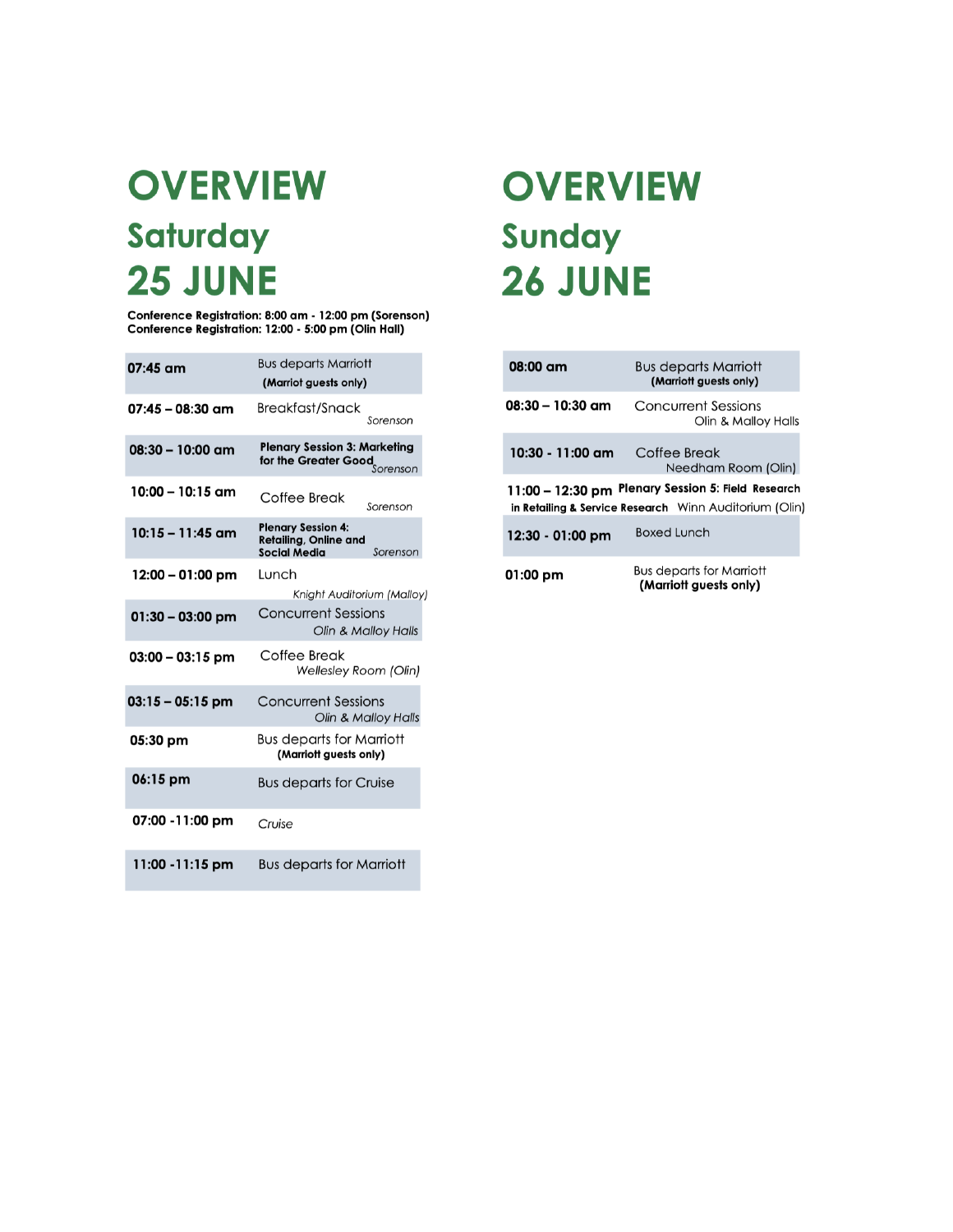# OVERVIEW

## Saturday

## 25 JUNE

**Conference Registration: 8:00 am - 12:00 pm (Sorenson)**
**Conference Registration: 12:00 - 5:00 pm (Olin Hall)**

| Time | Event | Location |
|---|---|---|
| **07:45 am** | Bus departs Marriott **(Marriot guests only)** | |
| **07:45 – 08:30 am** | Breakfast/Snack | *Sorenson* |
| **08:30 – 10:00 am** | **Plenary Session 3: Marketing for the Greater Good** | *Sorenson* |
| **10:00 – 10:15 am** | Coffee Break | *Sorenson* |
| **10:15 – 11:45 am** | **Plenary Session 4: Retailing, Online and Social Media** | *Sorenson* |
| **12:00 – 01:00 pm** | Lunch | *Knight Auditorium (Malloy)* |
| **01:30 – 03:00 pm** | Concurrent Sessions | *Olin & Malloy Halls* |
| **03:00 – 03:15 pm** | Coffee Break | *Wellesley Room (Olin)* |
| **03:15 – 05:15 pm** | Concurrent Sessions | *Olin & Malloy Halls* |
| **05:30 pm** | Bus departs for Marriott **(Marriott guests only)** | |
| **06:15 pm** | Bus departs for Cruise | |
| **07:00 -11:00 pm** | *Cruise* | |
| **11:00 -11:15 pm** | Bus departs for Marriott | |

# OVERVIEW

## Sunday

## 26 JUNE

| Time | Event | Location |
|---|---|---|
| **08:00 am** | Bus departs Marriott **(Marriott guests only)** | |
| **08:30 – 10:30 am** | Concurrent Sessions | Olin & Malloy Halls |
| **10:30 - 11:00 am** | Coffee Break | Needham Room (Olin) |
| **11:00 – 12:30 pm** | **Plenary Session 5: Field Research in Retailing & Service Research** | Winn Auditorium (Olin) |
| **12:30 - 01:00 pm** | Boxed Lunch | |
| **01:00 pm** | Bus departs for Marriott **(Marriott guests only)** | |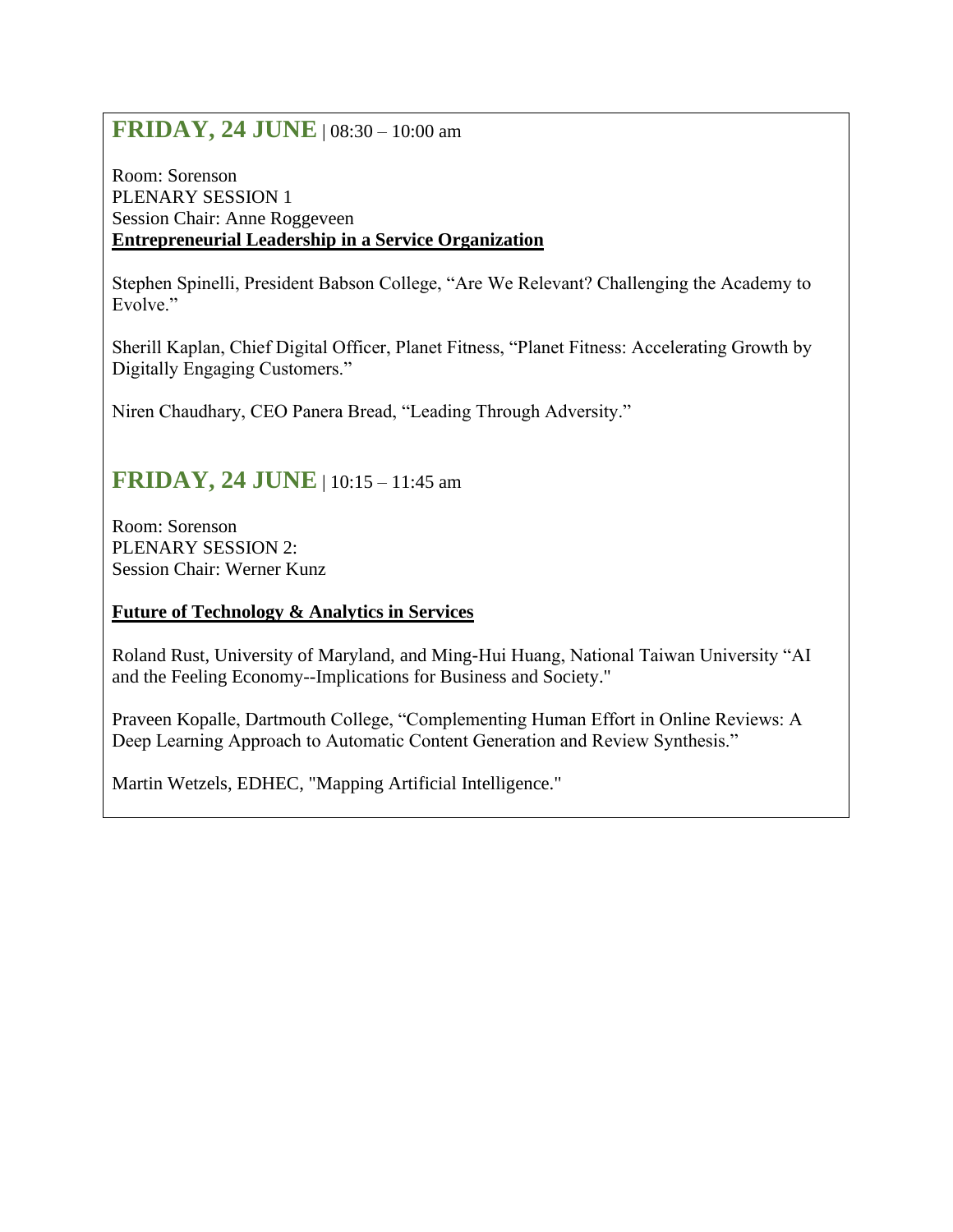## **FRIDAY, 24 JUNE** | 08:30 – 10:00 am

Room: Sorenson
PLENARY SESSION 1
Session Chair: Anne Roggeveen
**Entrepreneurial Leadership in a Service Organization**

Stephen Spinelli, President Babson College, “Are We Relevant? Challenging the Academy to Evolve.”

Sherill Kaplan, Chief Digital Officer, Planet Fitness, “Planet Fitness: Accelerating Growth by Digitally Engaging Customers.”

Niren Chaudhary, CEO Panera Bread, “Leading Through Adversity.”

## **FRIDAY, 24 JUNE** | 10:15 – 11:45 am

Room: Sorenson
PLENARY SESSION 2:
Session Chair: Werner Kunz

**Future of Technology & Analytics in Services**

Roland Rust, University of Maryland, and Ming-Hui Huang, National Taiwan University “AI and the Feeling Economy--Implications for Business and Society."

Praveen Kopalle, Dartmouth College, “Complementing Human Effort in Online Reviews: A Deep Learning Approach to Automatic Content Generation and Review Synthesis.”

Martin Wetzels, EDHEC, "Mapping Artificial Intelligence."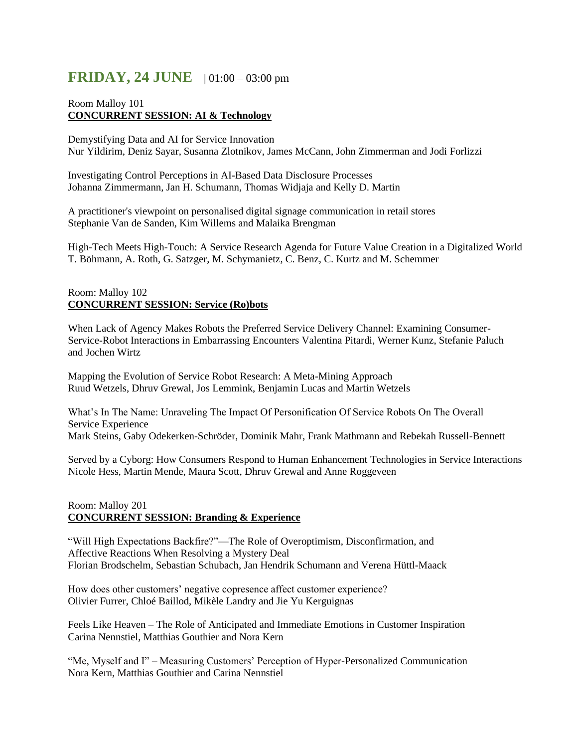# FRIDAY, 24 JUNE | 01:00 – 03:00 pm

Room Malloy 101
**CONCURRENT SESSION: AI & Technology**

Demystifying Data and AI for Service Innovation
Nur Yildirim, Deniz Sayar, Susanna Zlotnikov, James McCann, John Zimmerman and Jodi Forlizzi

Investigating Control Perceptions in AI-Based Data Disclosure Processes
Johanna Zimmermann, Jan H. Schumann, Thomas Widjaja and Kelly D. Martin

A practitioner's viewpoint on personalised digital signage communication in retail stores
Stephanie Van de Sanden, Kim Willems and Malaika Brengman

High-Tech Meets High-Touch: A Service Research Agenda for Future Value Creation in a Digitalized World
T. Böhmann, A. Roth, G. Satzger, M. Schymanietz, C. Benz, C. Kurtz and M. Schemmer

Room: Malloy 102
**CONCURRENT SESSION: Service (Ro)bots**

When Lack of Agency Makes Robots the Preferred Service Delivery Channel: Examining Consumer-Service-Robot Interactions in Embarrassing Encounters Valentina Pitardi, Werner Kunz, Stefanie Paluch and Jochen Wirtz

Mapping the Evolution of Service Robot Research: A Meta-Mining Approach
Ruud Wetzels, Dhruv Grewal, Jos Lemmink, Benjamin Lucas and Martin Wetzels

What's In The Name: Unraveling The Impact Of Personification Of Service Robots On The Overall Service Experience
Mark Steins, Gaby Odekerken-Schröder, Dominik Mahr, Frank Mathmann and Rebekah Russell-Bennett

Served by a Cyborg: How Consumers Respond to Human Enhancement Technologies in Service Interactions
Nicole Hess, Martin Mende, Maura Scott, Dhruv Grewal and Anne Roggeveen

Room: Malloy 201
**CONCURRENT SESSION: Branding & Experience**

"Will High Expectations Backfire?"—The Role of Overoptimism, Disconfirmation, and Affective Reactions When Resolving a Mystery Deal
Florian Brodschelm, Sebastian Schubach, Jan Hendrik Schumann and Verena Hüttl-Maack

How does other customers' negative copresence affect customer experience?
Olivier Furrer, Chloé Baillod, Mikèle Landry and Jie Yu Kerguignas

Feels Like Heaven – The Role of Anticipated and Immediate Emotions in Customer Inspiration
Carina Nennstiel, Matthias Gouthier and Nora Kern

"Me, Myself and I" – Measuring Customers' Perception of Hyper-Personalized Communication
Nora Kern, Matthias Gouthier and Carina Nennstiel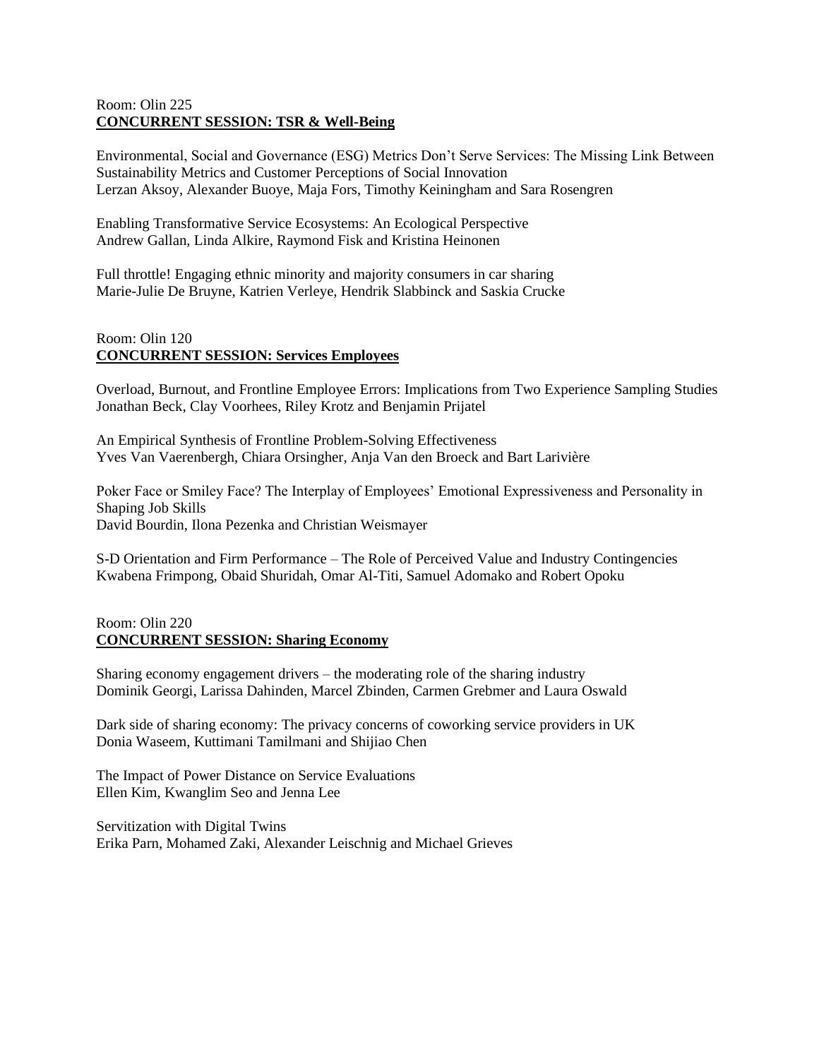Room: Olin 225

**CONCURRENT SESSION: TSR & Well-Being**

Environmental, Social and Governance (ESG) Metrics Don't Serve Services: The Missing Link Between Sustainability Metrics and Customer Perceptions of Social Innovation
Lerzan Aksoy, Alexander Buoye, Maja Fors, Timothy Keiningham and Sara Rosengren

Enabling Transformative Service Ecosystems: An Ecological Perspective
Andrew Gallan, Linda Alkire, Raymond Fisk and Kristina Heinonen

Full throttle! Engaging ethnic minority and majority consumers in car sharing
Marie-Julie De Bruyne, Katrien Verleye, Hendrik Slabbinck and Saskia Crucke

Room: Olin 120

**CONCURRENT SESSION: Services Employees**

Overload, Burnout, and Frontline Employee Errors: Implications from Two Experience Sampling Studies
Jonathan Beck, Clay Voorhees, Riley Krotz and Benjamin Prijatel

An Empirical Synthesis of Frontline Problem-Solving Effectiveness
Yves Van Vaerenbergh, Chiara Orsingher, Anja Van den Broeck and Bart Larivière

Poker Face or Smiley Face? The Interplay of Employees' Emotional Expressiveness and Personality in Shaping Job Skills
David Bourdin, Ilona Pezenka and Christian Weismayer

S-D Orientation and Firm Performance – The Role of Perceived Value and Industry Contingencies
Kwabena Frimpong, Obaid Shuridah, Omar Al-Titi, Samuel Adomako and Robert Opoku

Room: Olin 220

**CONCURRENT SESSION: Sharing Economy**

Sharing economy engagement drivers – the moderating role of the sharing industry
Dominik Georgi, Larissa Dahinden, Marcel Zbinden, Carmen Grebmer and Laura Oswald

Dark side of sharing economy: The privacy concerns of coworking service providers in UK
Donia Waseem, Kuttimani Tamilmani and Shijiao Chen

The Impact of Power Distance on Service Evaluations
Ellen Kim, Kwanglim Seo and Jenna Lee

Servitization with Digital Twins
Erika Parn, Mohamed Zaki, Alexander Leischnig and Michael Grieves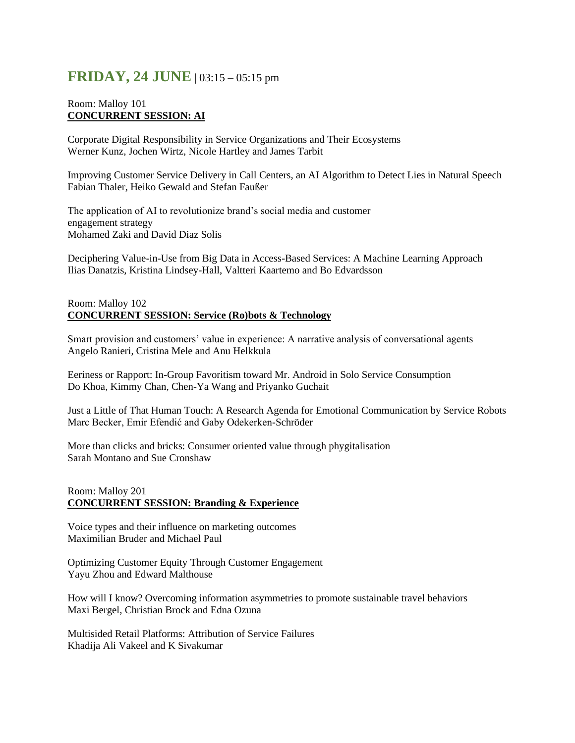# FRIDAY, 24 JUNE | 03:15 – 05:15 pm

Room: Malloy 101
**CONCURRENT SESSION: AI**

Corporate Digital Responsibility in Service Organizations and Their Ecosystems
Werner Kunz, Jochen Wirtz, Nicole Hartley and James Tarbit

Improving Customer Service Delivery in Call Centers, an AI Algorithm to Detect Lies in Natural Speech
Fabian Thaler, Heiko Gewald and Stefan Faußer

The application of AI to revolutionize brand's social media and customer engagement strategy
Mohamed Zaki and David Diaz Solis

Deciphering Value-in-Use from Big Data in Access-Based Services: A Machine Learning Approach
Ilias Danatzis, Kristina Lindsey-Hall, Valtteri Kaartemo and Bo Edvardsson

Room: Malloy 102
**CONCURRENT SESSION: Service (Ro)bots & Technology**

Smart provision and customers' value in experience: A narrative analysis of conversational agents
Angelo Ranieri, Cristina Mele and Anu Helkkula

Eeriness or Rapport: In-Group Favoritism toward Mr. Android in Solo Service Consumption
Do Khoa, Kimmy Chan, Chen-Ya Wang and Priyanko Guchait

Just a Little of That Human Touch: A Research Agenda for Emotional Communication by Service Robots
Marc Becker, Emir Efendić and Gaby Odekerken-Schröder

More than clicks and bricks: Consumer oriented value through phygitalisation
Sarah Montano and Sue Cronshaw

Room: Malloy 201
**CONCURRENT SESSION: Branding & Experience**

Voice types and their influence on marketing outcomes
Maximilian Bruder and Michael Paul

Optimizing Customer Equity Through Customer Engagement
Yayu Zhou and Edward Malthouse

How will I know? Overcoming information asymmetries to promote sustainable travel behaviors
Maxi Bergel, Christian Brock and Edna Ozuna

Multisided Retail Platforms: Attribution of Service Failures
Khadija Ali Vakeel and K Sivakumar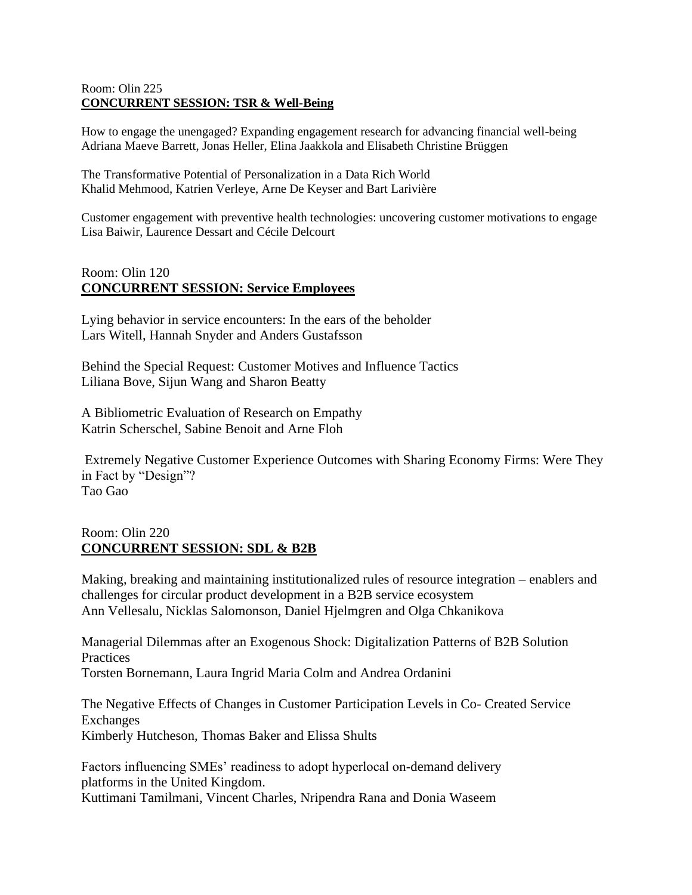Room: Olin 225

**CONCURRENT SESSION: TSR & Well-Being**

How to engage the unengaged? Expanding engagement research for advancing financial well-being
Adriana Maeve Barrett, Jonas Heller, Elina Jaakkola and Elisabeth Christine Brüggen

The Transformative Potential of Personalization in a Data Rich World
Khalid Mehmood, Katrien Verleye, Arne De Keyser and Bart Larivière

Customer engagement with preventive health technologies: uncovering customer motivations to engage
Lisa Baiwir, Laurence Dessart and Cécile Delcourt

Room: Olin 120

**CONCURRENT SESSION: Service Employees**

Lying behavior in service encounters: In the ears of the beholder
Lars Witell, Hannah Snyder and Anders Gustafsson

Behind the Special Request: Customer Motives and Influence Tactics
Liliana Bove, Sijun Wang and Sharon Beatty

A Bibliometric Evaluation of Research on Empathy
Katrin Scherschel, Sabine Benoit and Arne Floh

Extremely Negative Customer Experience Outcomes with Sharing Economy Firms: Were They in Fact by "Design"?
Tao Gao

Room: Olin 220

**CONCURRENT SESSION: SDL & B2B**

Making, breaking and maintaining institutionalized rules of resource integration – enablers and challenges for circular product development in a B2B service ecosystem
Ann Vellesalu, Nicklas Salomonson, Daniel Hjelmgren and Olga Chkanikova

Managerial Dilemmas after an Exogenous Shock: Digitalization Patterns of B2B Solution Practices
Torsten Bornemann, Laura Ingrid Maria Colm and Andrea Ordanini

The Negative Effects of Changes in Customer Participation Levels in Co- Created Service Exchanges
Kimberly Hutcheson, Thomas Baker and Elissa Shults

Factors influencing SMEs' readiness to adopt hyperlocal on-demand delivery platforms in the United Kingdom.
Kuttimani Tamilmani, Vincent Charles, Nripendra Rana and Donia Waseem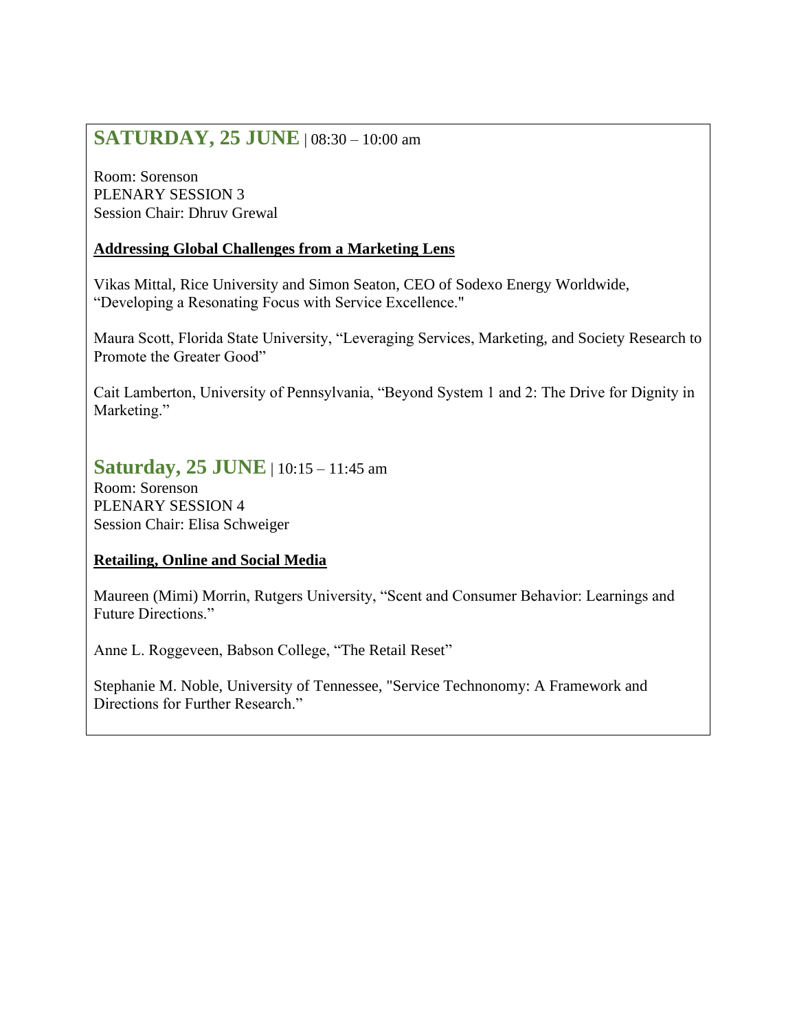## SATURDAY, 25 JUNE | 08:30 – 10:00 am

Room: Sorenson
PLENARY SESSION 3
Session Chair: Dhruv Grewal

**Addressing Global Challenges from a Marketing Lens**

Vikas Mittal, Rice University and Simon Seaton, CEO of Sodexo Energy Worldwide, "Developing a Resonating Focus with Service Excellence."

Maura Scott, Florida State University, "Leveraging Services, Marketing, and Society Research to Promote the Greater Good"

Cait Lamberton, University of Pennsylvania, "Beyond System 1 and 2: The Drive for Dignity in Marketing."

## Saturday, 25 JUNE | 10:15 – 11:45 am

Room: Sorenson
PLENARY SESSION 4
Session Chair: Elisa Schweiger

**Retailing, Online and Social Media**

Maureen (Mimi) Morrin, Rutgers University, "Scent and Consumer Behavior: Learnings and Future Directions."

Anne L. Roggeveen, Babson College, "The Retail Reset"

Stephanie M. Noble, University of Tennessee, "Service Technonomy: A Framework and Directions for Further Research."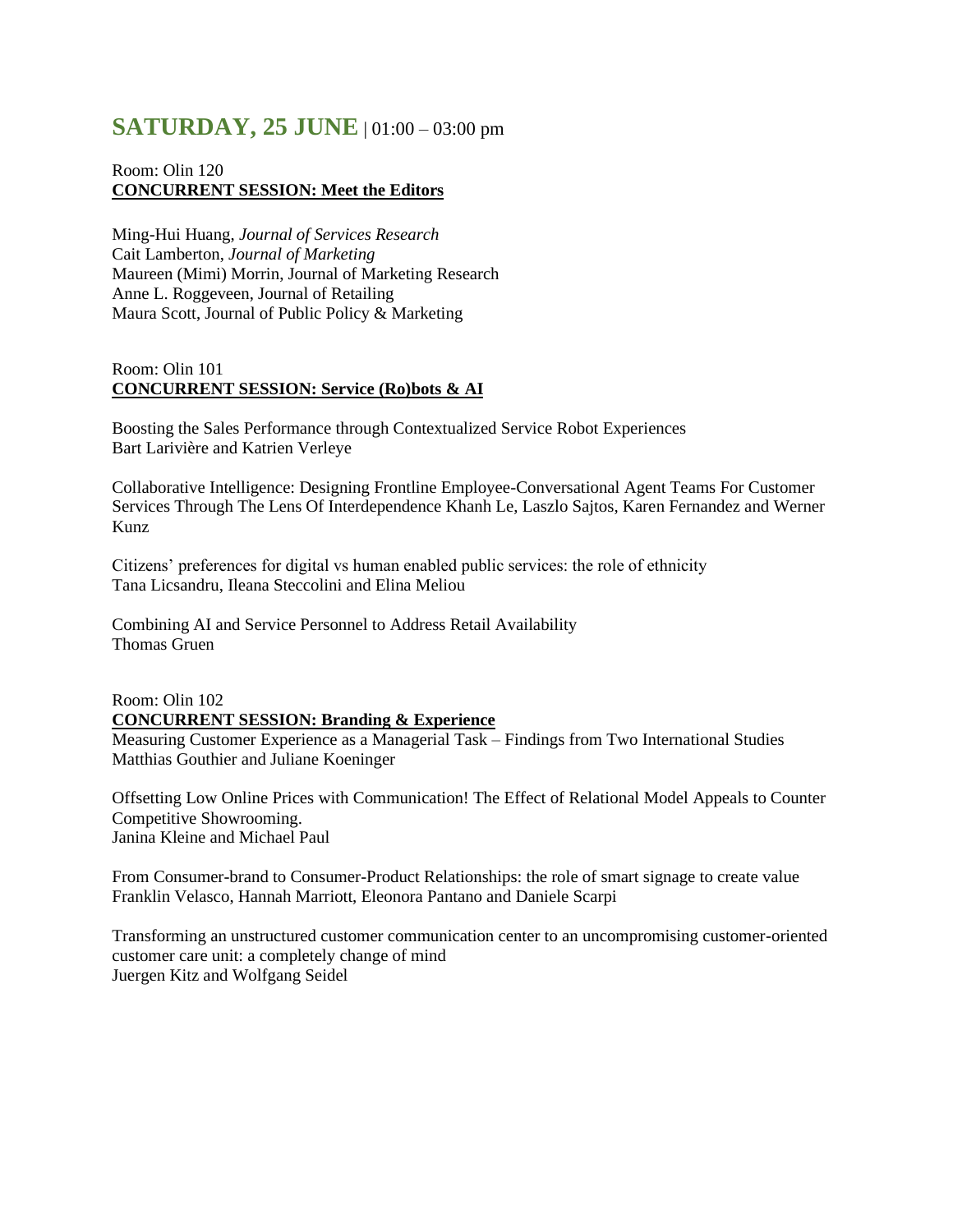## **SATURDAY, 25 JUNE** | 01:00 – 03:00 pm

Room: Olin 120
**CONCURRENT SESSION: Meet the Editors**

Ming-Hui Huang, *Journal of Services Research*
Cait Lamberton, *Journal of Marketing*
Maureen (Mimi) Morrin, Journal of Marketing Research
Anne L. Roggeveen, Journal of Retailing
Maura Scott, Journal of Public Policy & Marketing

Room: Olin 101
**CONCURRENT SESSION: Service (Ro)bots & AI**

Boosting the Sales Performance through Contextualized Service Robot Experiences
Bart Larivière and Katrien Verleye

Collaborative Intelligence: Designing Frontline Employee-Conversational Agent Teams For Customer Services Through The Lens Of Interdependence Khanh Le, Laszlo Sajtos, Karen Fernandez and Werner Kunz

Citizens' preferences for digital vs human enabled public services: the role of ethnicity
Tana Licsandru, Ileana Steccolini and Elina Meliou

Combining AI and Service Personnel to Address Retail Availability
Thomas Gruen

Room: Olin 102
**CONCURRENT SESSION: Branding & Experience**
Measuring Customer Experience as a Managerial Task – Findings from Two International Studies
Matthias Gouthier and Juliane Koeninger

Offsetting Low Online Prices with Communication! The Effect of Relational Model Appeals to Counter Competitive Showrooming.
Janina Kleine and Michael Paul

From Consumer-brand to Consumer-Product Relationships: the role of smart signage to create value
Franklin Velasco, Hannah Marriott, Eleonora Pantano and Daniele Scarpi

Transforming an unstructured customer communication center to an uncompromising customer-oriented customer care unit: a completely change of mind
Juergen Kitz and Wolfgang Seidel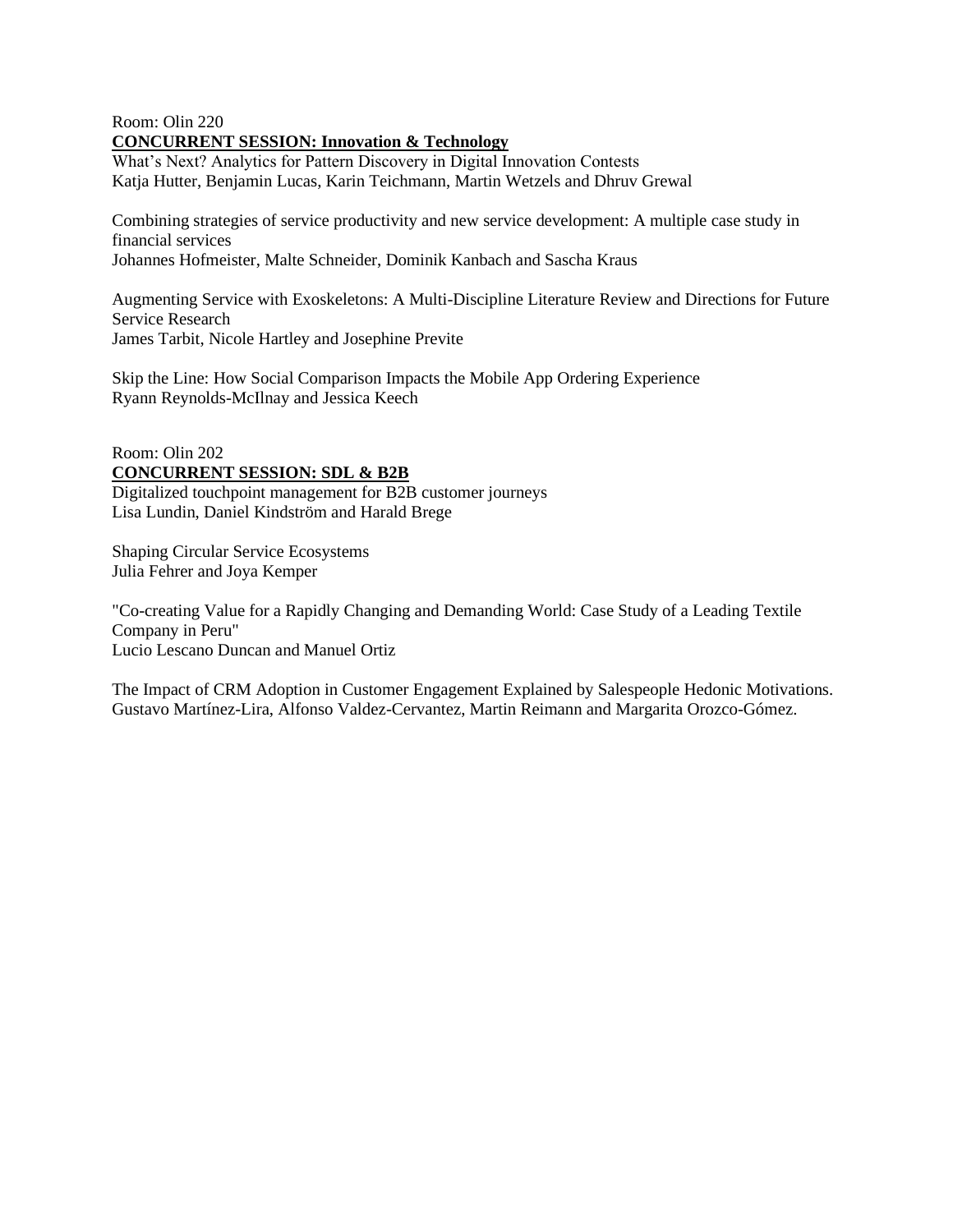Room: Olin 220

**CONCURRENT SESSION: Innovation & Technology**

What's Next? Analytics for Pattern Discovery in Digital Innovation Contests
Katja Hutter, Benjamin Lucas, Karin Teichmann, Martin Wetzels and Dhruv Grewal

Combining strategies of service productivity and new service development: A multiple case study in financial services
Johannes Hofmeister, Malte Schneider, Dominik Kanbach and Sascha Kraus

Augmenting Service with Exoskeletons: A Multi-Discipline Literature Review and Directions for Future Service Research
James Tarbit, Nicole Hartley and Josephine Previte

Skip the Line: How Social Comparison Impacts the Mobile App Ordering Experience
Ryann Reynolds-McIlnay and Jessica Keech

Room: Olin 202

**CONCURRENT SESSION: SDL & B2B**

Digitalized touchpoint management for B2B customer journeys
Lisa Lundin, Daniel Kindström and Harald Brege

Shaping Circular Service Ecosystems
Julia Fehrer and Joya Kemper

"Co-creating Value for a Rapidly Changing and Demanding World: Case Study of a Leading Textile Company in Peru"
Lucio Lescano Duncan and Manuel Ortiz

The Impact of CRM Adoption in Customer Engagement Explained by Salespeople Hedonic Motivations.
Gustavo Martínez-Lira, Alfonso Valdez-Cervantez, Martin Reimann and Margarita Orozco-Gómez.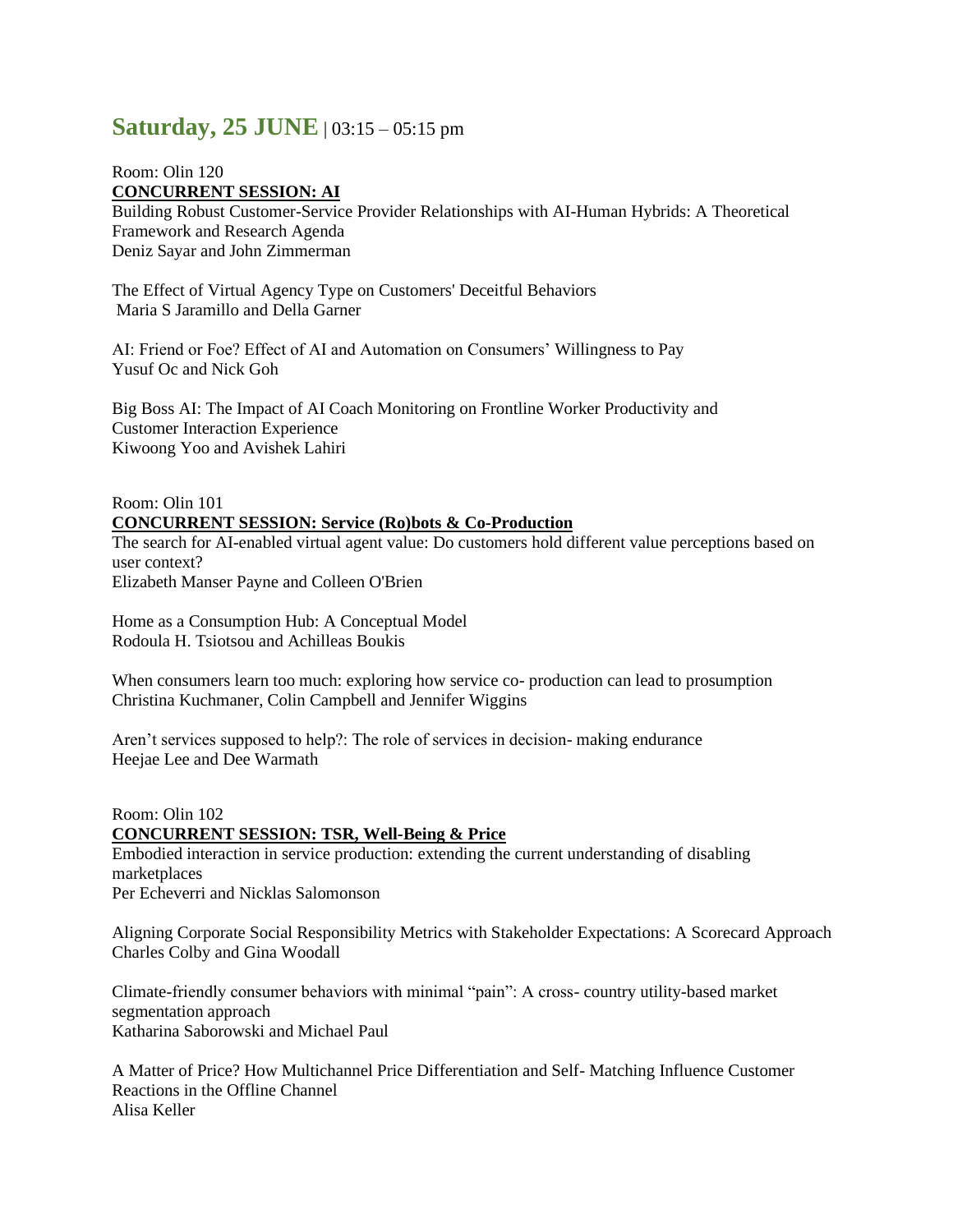## Saturday, 25 JUNE | 03:15 – 05:15 pm

Room: Olin 120

**CONCURRENT SESSION: AI**

Building Robust Customer-Service Provider Relationships with AI-Human Hybrids: A Theoretical Framework and Research Agenda
Deniz Sayar and John Zimmerman

The Effect of Virtual Agency Type on Customers' Deceitful Behaviors
Maria S Jaramillo and Della Garner

AI: Friend or Foe? Effect of AI and Automation on Consumers' Willingness to Pay
Yusuf Oc and Nick Goh

Big Boss AI: The Impact of AI Coach Monitoring on Frontline Worker Productivity and Customer Interaction Experience
Kiwoong Yoo and Avishek Lahiri

Room: Olin 101

**CONCURRENT SESSION: Service (Ro)bots & Co-Production**

The search for AI-enabled virtual agent value: Do customers hold different value perceptions based on user context?
Elizabeth Manser Payne and Colleen O'Brien

Home as a Consumption Hub: A Conceptual Model
Rodoula H. Tsiotsou and Achilleas Boukis

When consumers learn too much: exploring how service co- production can lead to prosumption
Christina Kuchmaner, Colin Campbell and Jennifer Wiggins

Aren't services supposed to help?: The role of services in decision- making endurance
Heejae Lee and Dee Warmath

Room: Olin 102

**CONCURRENT SESSION: TSR, Well-Being & Price**

Embodied interaction in service production: extending the current understanding of disabling marketplaces
Per Echeverri and Nicklas Salomonson

Aligning Corporate Social Responsibility Metrics with Stakeholder Expectations: A Scorecard Approach
Charles Colby and Gina Woodall

Climate-friendly consumer behaviors with minimal "pain": A cross- country utility-based market segmentation approach
Katharina Saborowski and Michael Paul

A Matter of Price? How Multichannel Price Differentiation and Self- Matching Influence Customer Reactions in the Offline Channel
Alisa Keller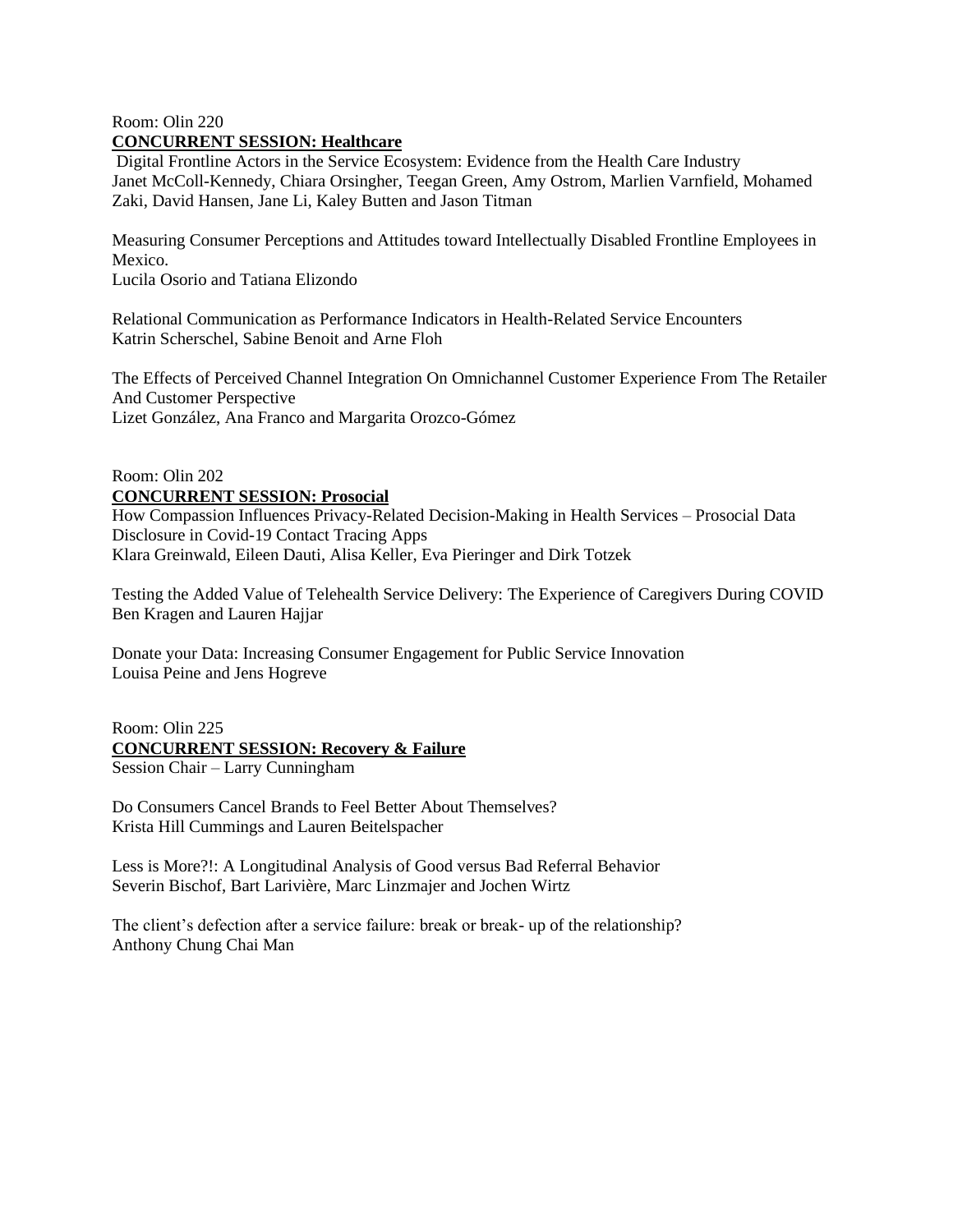Room: Olin 220

**CONCURRENT SESSION: Healthcare**

Digital Frontline Actors in the Service Ecosystem: Evidence from the Health Care Industry
Janet McColl-Kennedy, Chiara Orsingher, Teegan Green, Amy Ostrom, Marlien Varnfield, Mohamed Zaki, David Hansen, Jane Li, Kaley Butten and Jason Titman

Measuring Consumer Perceptions and Attitudes toward Intellectually Disabled Frontline Employees in Mexico.
Lucila Osorio and Tatiana Elizondo

Relational Communication as Performance Indicators in Health-Related Service Encounters
Katrin Scherschel, Sabine Benoit and Arne Floh

The Effects of Perceived Channel Integration On Omnichannel Customer Experience From The Retailer And Customer Perspective
Lizet González, Ana Franco and Margarita Orozco-Gómez

Room: Olin 202

**CONCURRENT SESSION: Prosocial**

How Compassion Influences Privacy-Related Decision-Making in Health Services – Prosocial Data Disclosure in Covid-19 Contact Tracing Apps
Klara Greinwald, Eileen Dauti, Alisa Keller, Eva Pieringer and Dirk Totzek

Testing the Added Value of Telehealth Service Delivery: The Experience of Caregivers During COVID
Ben Kragen and Lauren Hajjar

Donate your Data: Increasing Consumer Engagement for Public Service Innovation
Louisa Peine and Jens Hogreve

Room: Olin 225

**CONCURRENT SESSION: Recovery & Failure**

Session Chair – Larry Cunningham

Do Consumers Cancel Brands to Feel Better About Themselves?
Krista Hill Cummings and Lauren Beitelspacher

Less is More?!: A Longitudinal Analysis of Good versus Bad Referral Behavior
Severin Bischof, Bart Larivière, Marc Linzmajer and Jochen Wirtz

The client's defection after a service failure: break or break- up of the relationship?
Anthony Chung Chai Man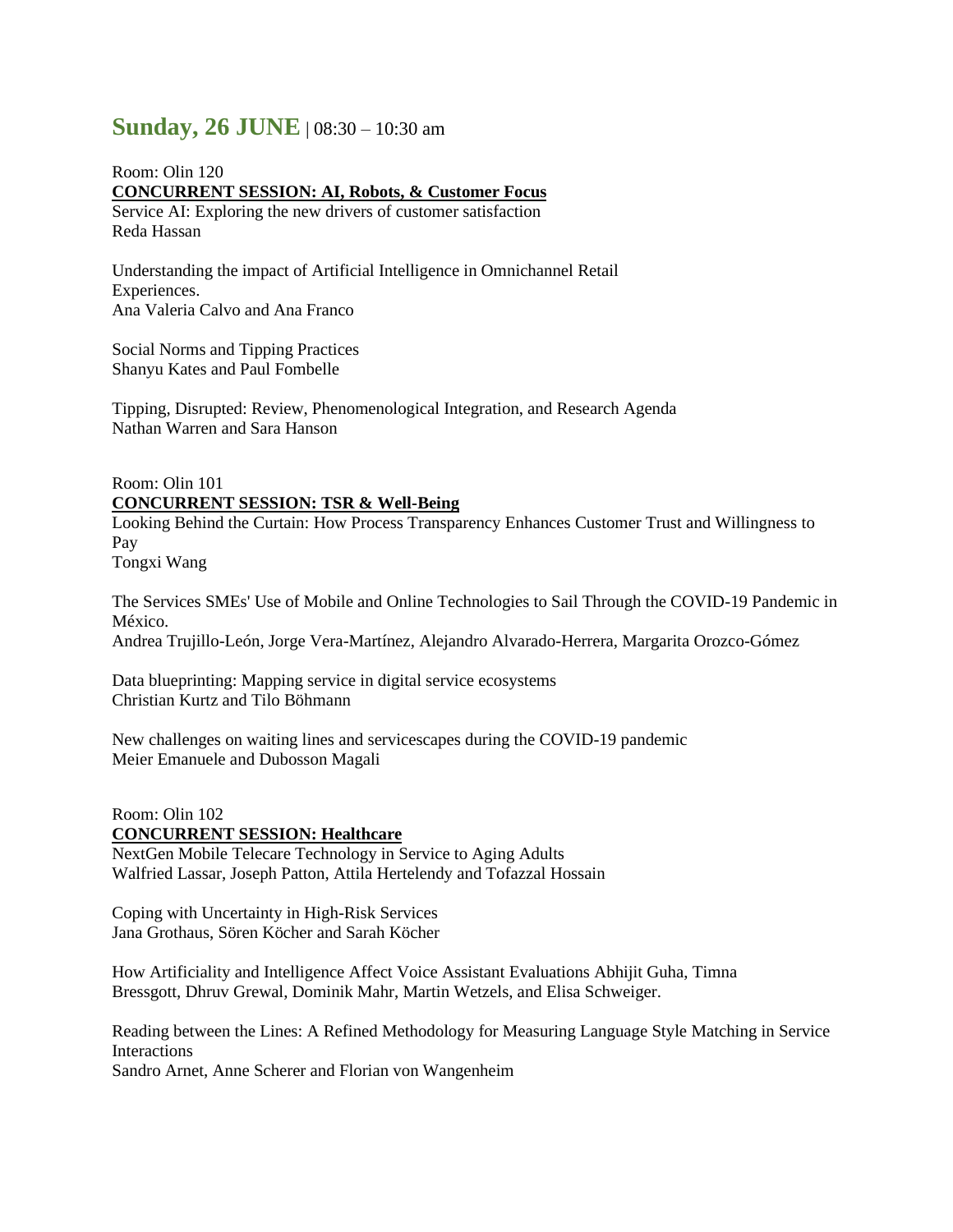## **Sunday, 26 JUNE** | 08:30 – 10:30 am

Room: Olin 120

**CONCURRENT SESSION: AI, Robots, & Customer Focus**

Service AI: Exploring the new drivers of customer satisfaction
Reda Hassan

Understanding the impact of Artificial Intelligence in Omnichannel Retail Experiences.
Ana Valeria Calvo and Ana Franco

Social Norms and Tipping Practices
Shanyu Kates and Paul Fombelle

Tipping, Disrupted: Review, Phenomenological Integration, and Research Agenda
Nathan Warren and Sara Hanson

Room: Olin 101

**CONCURRENT SESSION: TSR & Well-Being**

Looking Behind the Curtain: How Process Transparency Enhances Customer Trust and Willingness to Pay
Tongxi Wang

The Services SMEs' Use of Mobile and Online Technologies to Sail Through the COVID-19 Pandemic in México.
Andrea Trujillo-León, Jorge Vera-Martínez, Alejandro Alvarado-Herrera, Margarita Orozco-Gómez

Data blueprinting: Mapping service in digital service ecosystems
Christian Kurtz and Tilo Böhmann

New challenges on waiting lines and servicescapes during the COVID-19 pandemic
Meier Emanuele and Dubosson Magali

Room: Olin 102

**CONCURRENT SESSION: Healthcare**

NextGen Mobile Telecare Technology in Service to Aging Adults
Walfried Lassar, Joseph Patton, Attila Hertelendy and Tofazzal Hossain

Coping with Uncertainty in High-Risk Services
Jana Grothaus, Sören Köcher and Sarah Köcher

How Artificiality and Intelligence Affect Voice Assistant Evaluations Abhijit Guha, Timna Bressgott, Dhruv Grewal, Dominik Mahr, Martin Wetzels, and Elisa Schweiger.

Reading between the Lines: A Refined Methodology for Measuring Language Style Matching in Service Interactions
Sandro Arnet, Anne Scherer and Florian von Wangenheim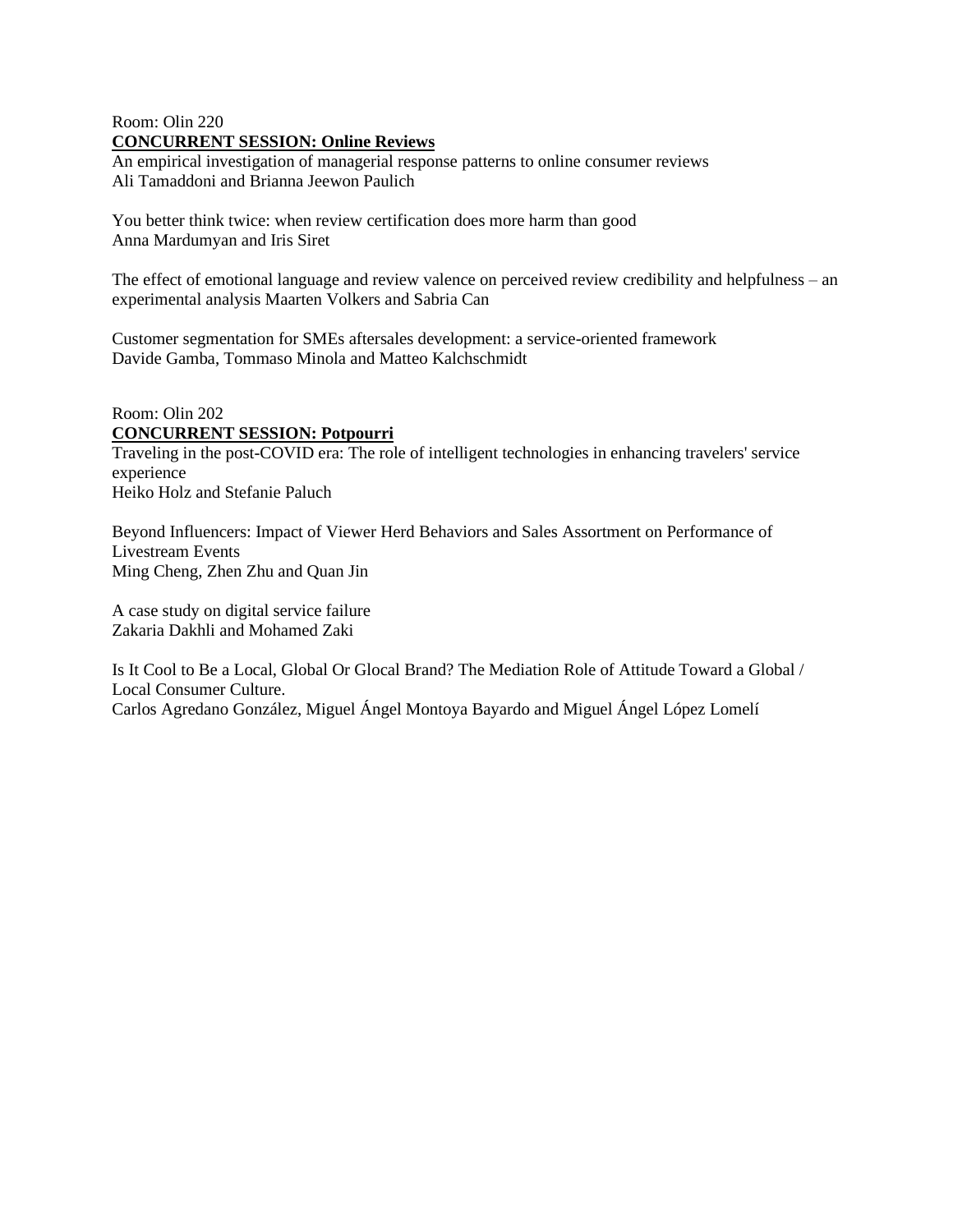Room: Olin 220

**CONCURRENT SESSION: Online Reviews**

An empirical investigation of managerial response patterns to online consumer reviews
Ali Tamaddoni and Brianna Jeewon Paulich

You better think twice: when review certification does more harm than good
Anna Mardumyan and Iris Siret

The effect of emotional language and review valence on perceived review credibility and helpfulness – an experimental analysis Maarten Volkers and Sabria Can

Customer segmentation for SMEs aftersales development: a service-oriented framework
Davide Gamba, Tommaso Minola and Matteo Kalchschmidt

Room: Olin 202

**CONCURRENT SESSION: Potpourri**

Traveling in the post-COVID era: The role of intelligent technologies in enhancing travelers' service experience
Heiko Holz and Stefanie Paluch

Beyond Influencers: Impact of Viewer Herd Behaviors and Sales Assortment on Performance of Livestream Events
Ming Cheng, Zhen Zhu and Quan Jin

A case study on digital service failure
Zakaria Dakhli and Mohamed Zaki

Is It Cool to Be a Local, Global Or Glocal Brand? The Mediation Role of Attitude Toward a Global / Local Consumer Culture.
Carlos Agredano González, Miguel Ángel Montoya Bayardo and Miguel Ángel López Lomelí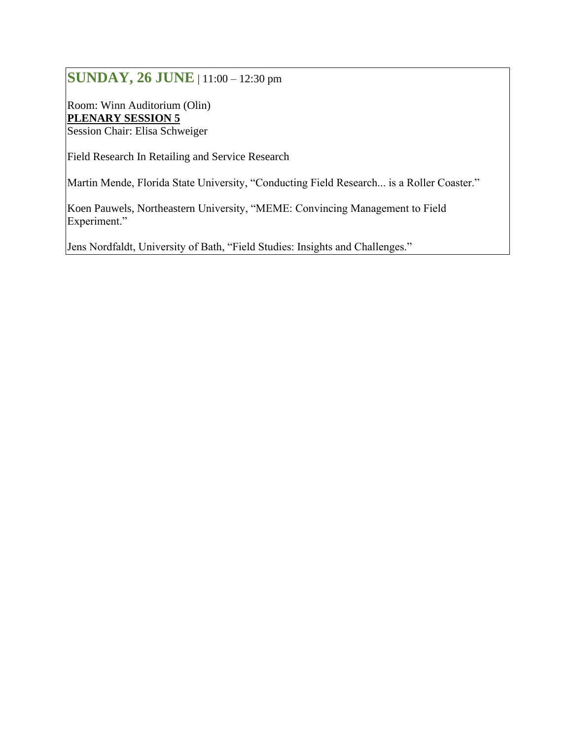## **SUNDAY, 26 JUNE** | 11:00 – 12:30 pm

Room: Winn Auditorium (Olin)
**PLENARY SESSION 5**
Session Chair: Elisa Schweiger

Field Research In Retailing and Service Research

Martin Mende, Florida State University, "Conducting Field Research... is a Roller Coaster."

Koen Pauwels, Northeastern University, "MEME: Convincing Management to Field Experiment."

Jens Nordfaldt, University of Bath, "Field Studies: Insights and Challenges."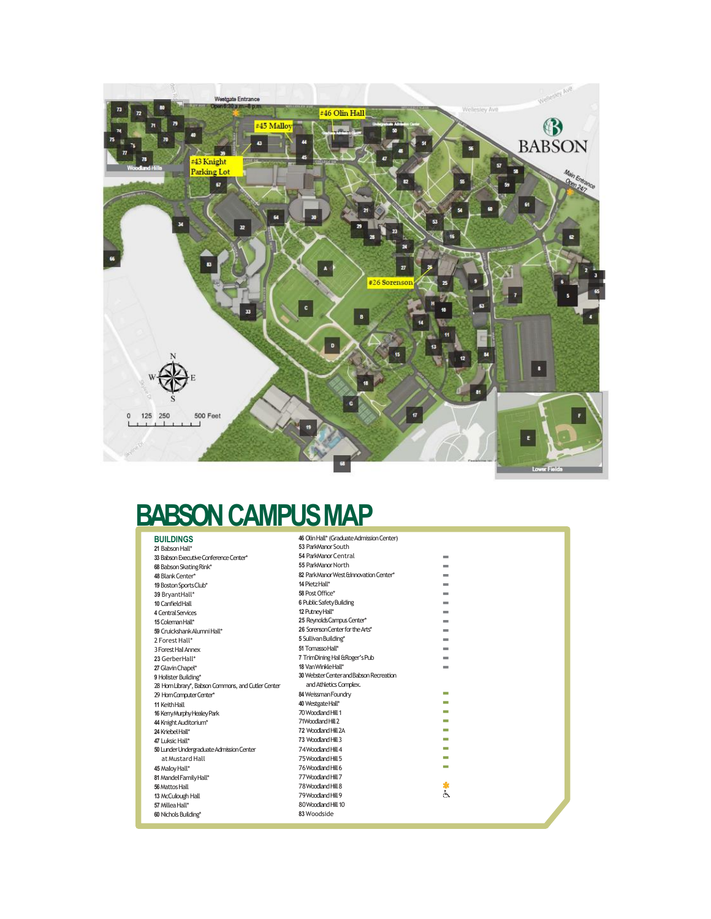# BABSON CAMPUS MAP

## BUILDINGS

21 Babson Hall*
33 Babson Executive Conference Center*
68 Babson Skating Rink*
48 Blank Center*
19 Boston Sports Club*
39 Bryant Hall*
10 Canfield Hall
4 Central Services
15 Coleman Hall*
59 Cruickshank Alumni Hall*
2 Forest Hall*
3 Forest Hal Annex
23 Gerber Hall*
27 Glavin Chapel*
9 Hollister Building*
28 Horn Library*, Babson Commons, and Cutler Center
29 Horn Computer Center*
11 Keith Hall
16 Kerry Murphy Healey Park
44 Knight Auditorium*
24 Kriebel Hall*
47 Luksic Hall*
50 Lunder Undergraduate Admission Center at Mustard Hall
45 Maloy Hall*
81 Mandel Family Hall*
56 Mattos Hall
13 McCullough Hall
57 Millea Hall*
60 Nichols Building*
46 Olin Hall* (Graduate Admission Center)
53 Park Manor South
54 Park Manor Central
55 Park Manor North
82 Park Manor West & Innovation Center*
14 Pietz Hall*
58 Post Office*
6 Public Safety Building
12 Putney Hall*
25 Reynolds Campus Center*
26 Sorenson Center for the Arts*
5 Sullivan Building*
51 Tomasso Hall*
7 Trim Dining Hal & Roger's Pub
18 Van Winkle Hall*
30 Webster Center and Babson Recreation and Athletics Complex.
84 Weissman Foundry
40 Westgate Hall*
70 Woodland Hill 1
71 Woodland Hill 2
72 Woodland Hill 2A
73 Woodland Hill 3
74 Woodland Hill 4
75 Woodland Hill 5
76 Woodland Hill 6
77 Woodland Hill 7
78 Woodland Hill 8
79 Woodland Hill 9
80 Woodland Hill 10
83 Woodside